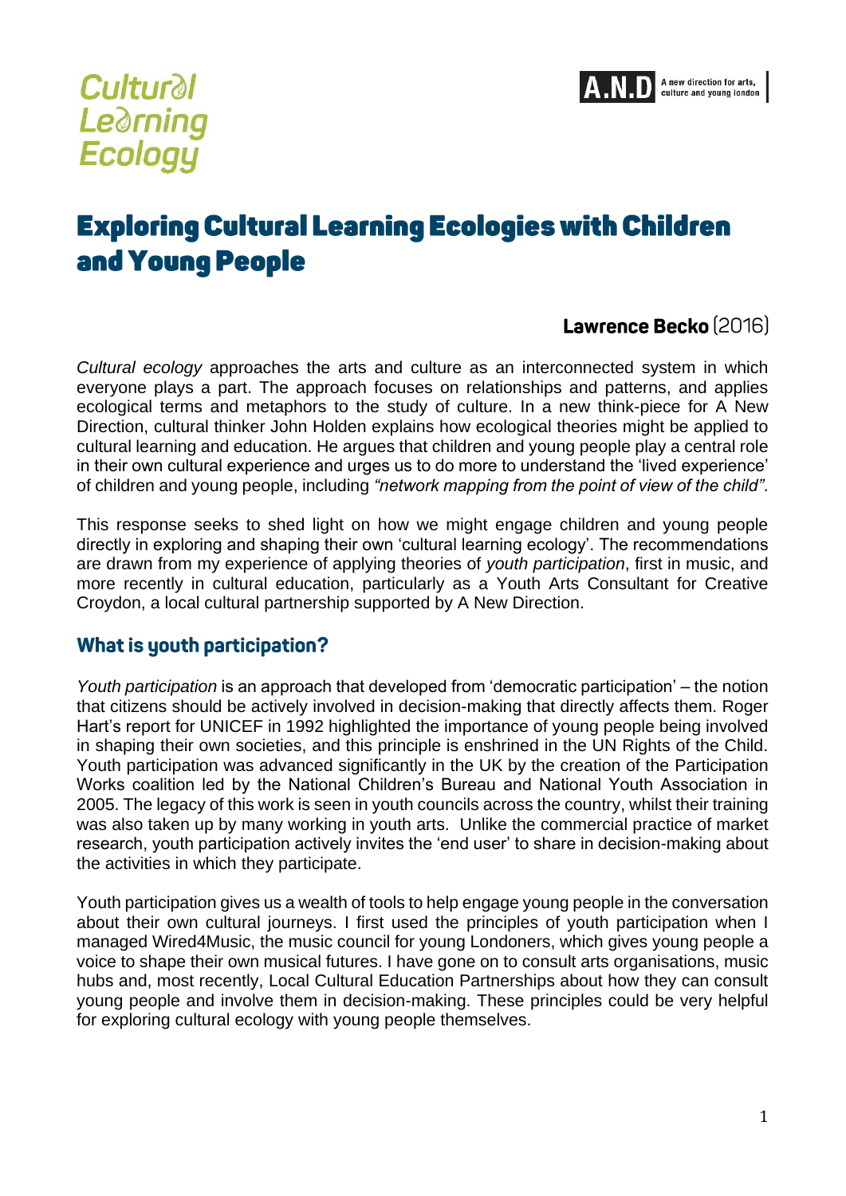Cultural Learning Ecology

A.N.D A new direction for arts, culture and young london

# Exploring Cultural Learning Ecologies with Children and Young People

**Lawrence Becko** (2016)

*Cultural ecology* approaches the arts and culture as an interconnected system in which everyone plays a part. The approach focuses on relationships and patterns, and applies ecological terms and metaphors to the study of culture. In a new think-piece for A New Direction, cultural thinker John Holden explains how ecological theories might be applied to cultural learning and education. He argues that children and young people play a central role in their own cultural experience and urges us to do more to understand the 'lived experience' of children and young people, including *"network mapping from the point of view of the child"*.

This response seeks to shed light on how we might engage children and young people directly in exploring and shaping their own 'cultural learning ecology'. The recommendations are drawn from my experience of applying theories of *youth participation*, first in music, and more recently in cultural education, particularly as a Youth Arts Consultant for Creative Croydon, a local cultural partnership supported by A New Direction.

## What is youth participation?

*Youth participation* is an approach that developed from 'democratic participation' – the notion that citizens should be actively involved in decision-making that directly affects them. Roger Hart's report for UNICEF in 1992 highlighted the importance of young people being involved in shaping their own societies, and this principle is enshrined in the UN Rights of the Child. Youth participation was advanced significantly in the UK by the creation of the Participation Works coalition led by the National Children's Bureau and National Youth Association in 2005. The legacy of this work is seen in youth councils across the country, whilst their training was also taken up by many working in youth arts. Unlike the commercial practice of market research, youth participation actively invites the 'end user' to share in decision-making about the activities in which they participate.

Youth participation gives us a wealth of tools to help engage young people in the conversation about their own cultural journeys. I first used the principles of youth participation when I managed Wired4Music, the music council for young Londoners, which gives young people a voice to shape their own musical futures. I have gone on to consult arts organisations, music hubs and, most recently, Local Cultural Education Partnerships about how they can consult young people and involve them in decision-making. These principles could be very helpful for exploring cultural ecology with young people themselves.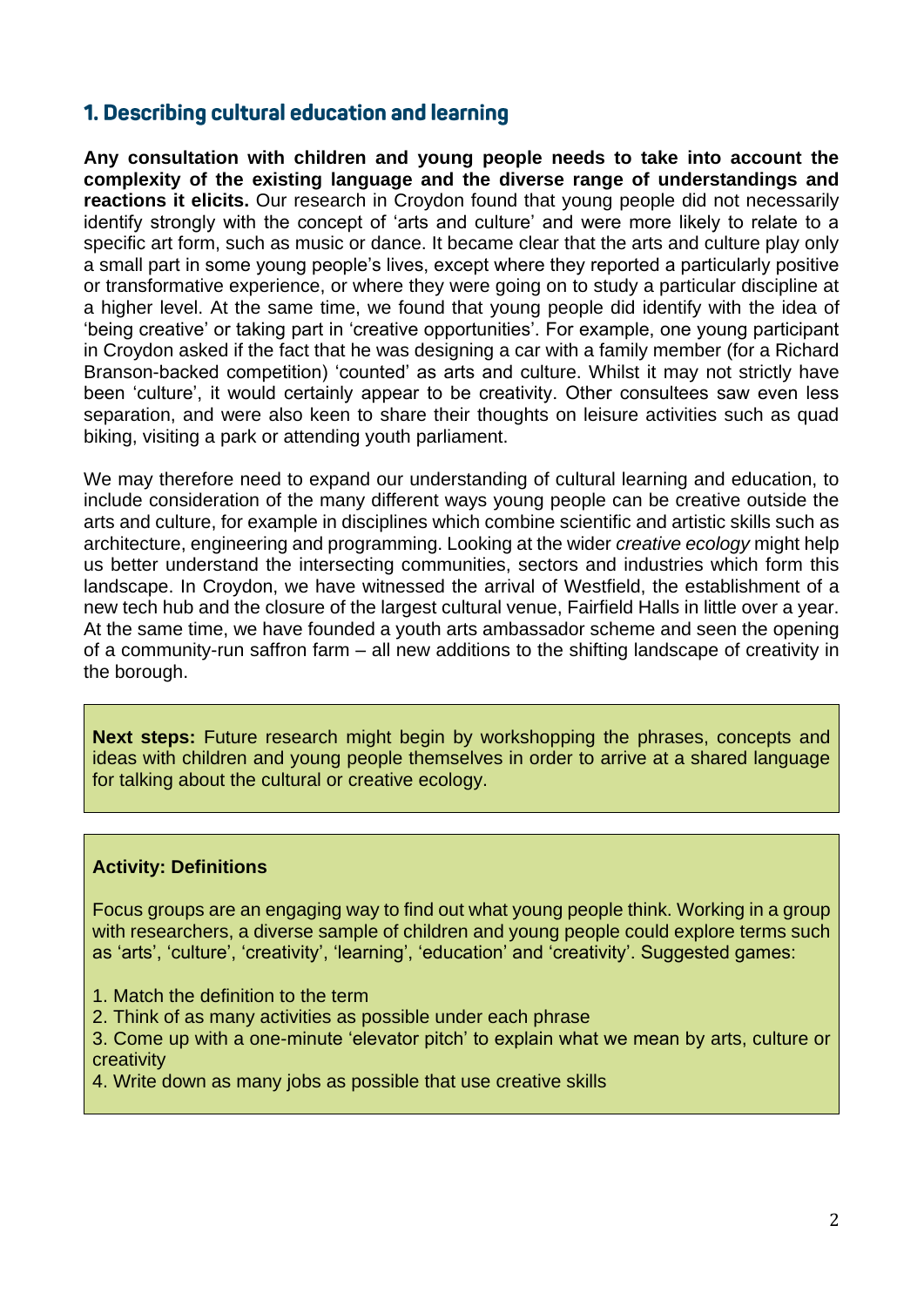## 1. Describing cultural education and learning

**Any consultation with children and young people needs to take into account the complexity of the existing language and the diverse range of understandings and reactions it elicits.** Our research in Croydon found that young people did not necessarily identify strongly with the concept of 'arts and culture' and were more likely to relate to a specific art form, such as music or dance. It became clear that the arts and culture play only a small part in some young people's lives, except where they reported a particularly positive or transformative experience, or where they were going on to study a particular discipline at a higher level. At the same time, we found that young people did identify with the idea of 'being creative' or taking part in 'creative opportunities'. For example, one young participant in Croydon asked if the fact that he was designing a car with a family member (for a Richard Branson-backed competition) 'counted' as arts and culture. Whilst it may not strictly have been 'culture', it would certainly appear to be creativity. Other consultees saw even less separation, and were also keen to share their thoughts on leisure activities such as quad biking, visiting a park or attending youth parliament.

We may therefore need to expand our understanding of cultural learning and education, to include consideration of the many different ways young people can be creative outside the arts and culture, for example in disciplines which combine scientific and artistic skills such as architecture, engineering and programming. Looking at the wider *creative ecology* might help us better understand the intersecting communities, sectors and industries which form this landscape. In Croydon, we have witnessed the arrival of Westfield, the establishment of a new tech hub and the closure of the largest cultural venue, Fairfield Halls in little over a year. At the same time, we have founded a youth arts ambassador scheme and seen the opening of a community-run saffron farm – all new additions to the shifting landscape of creativity in the borough.

**Next steps:** Future research might begin by workshopping the phrases, concepts and ideas with children and young people themselves in order to arrive at a shared language for talking about the cultural or creative ecology.

**Activity: Definitions**

Focus groups are an engaging way to find out what young people think. Working in a group with researchers, a diverse sample of children and young people could explore terms such as 'arts', 'culture', 'creativity', 'learning', 'education' and 'creativity'. Suggested games:

1. Match the definition to the term
2. Think of as many activities as possible under each phrase
3. Come up with a one-minute 'elevator pitch' to explain what we mean by arts, culture or creativity
4. Write down as many jobs as possible that use creative skills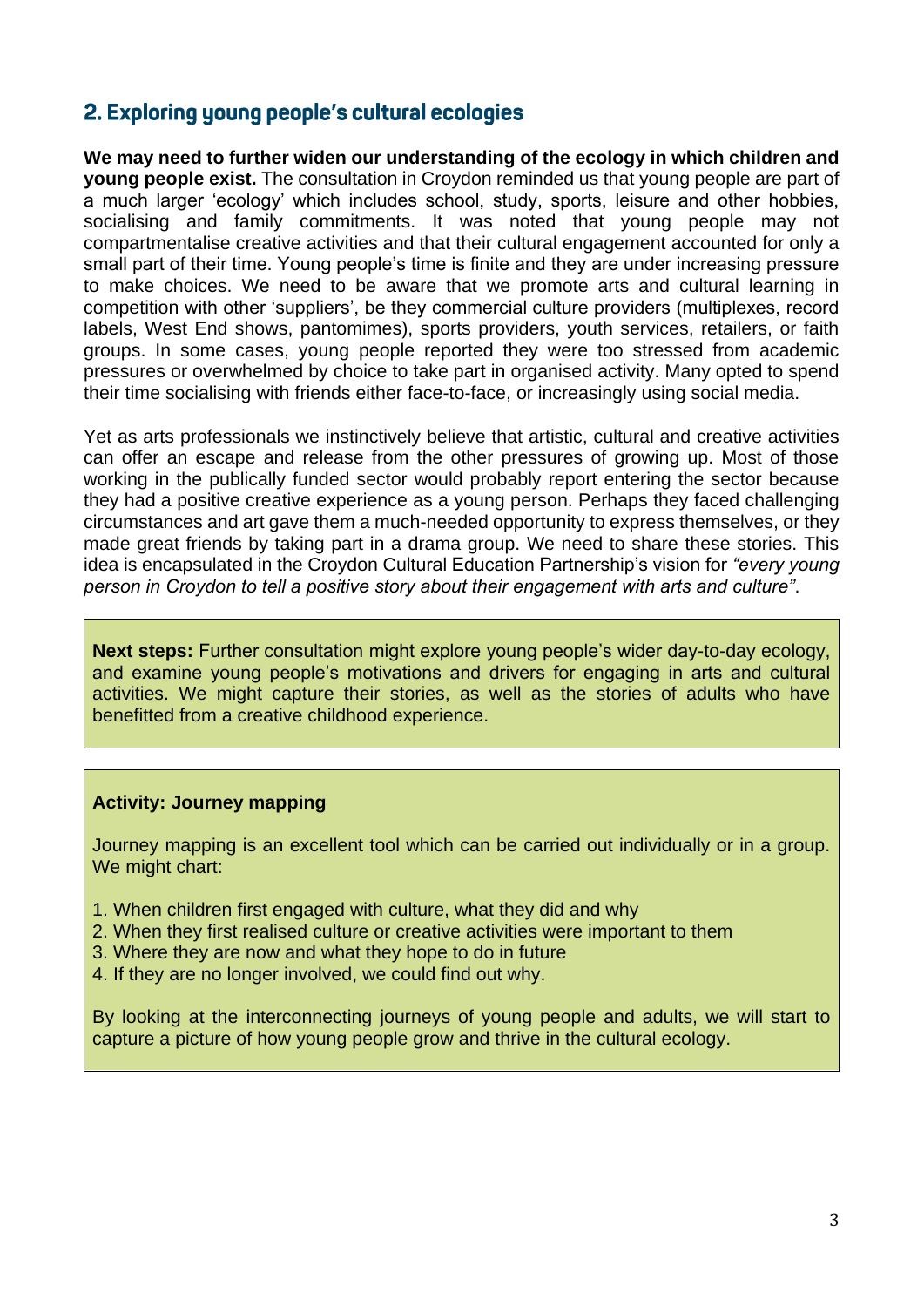## 2. Exploring young people's cultural ecologies

**We may need to further widen our understanding of the ecology in which children and young people exist.** The consultation in Croydon reminded us that young people are part of a much larger 'ecology' which includes school, study, sports, leisure and other hobbies, socialising and family commitments. It was noted that young people may not compartmentalise creative activities and that their cultural engagement accounted for only a small part of their time. Young people's time is finite and they are under increasing pressure to make choices. We need to be aware that we promote arts and cultural learning in competition with other 'suppliers', be they commercial culture providers (multiplexes, record labels, West End shows, pantomimes), sports providers, youth services, retailers, or faith groups. In some cases, young people reported they were too stressed from academic pressures or overwhelmed by choice to take part in organised activity. Many opted to spend their time socialising with friends either face-to-face, or increasingly using social media.

Yet as arts professionals we instinctively believe that artistic, cultural and creative activities can offer an escape and release from the other pressures of growing up. Most of those working in the publically funded sector would probably report entering the sector because they had a positive creative experience as a young person. Perhaps they faced challenging circumstances and art gave them a much-needed opportunity to express themselves, or they made great friends by taking part in a drama group. We need to share these stories. This idea is encapsulated in the Croydon Cultural Education Partnership's vision for *"every young person in Croydon to tell a positive story about their engagement with arts and culture"*.

**Next steps:** Further consultation might explore young people's wider day-to-day ecology, and examine young people's motivations and drivers for engaging in arts and cultural activities. We might capture their stories, as well as the stories of adults who have benefitted from a creative childhood experience.

**Activity: Journey mapping**

Journey mapping is an excellent tool which can be carried out individually or in a group. We might chart:

1. When children first engaged with culture, what they did and why
2. When they first realised culture or creative activities were important to them
3. Where they are now and what they hope to do in future
4. If they are no longer involved, we could find out why.

By looking at the interconnecting journeys of young people and adults, we will start to capture a picture of how young people grow and thrive in the cultural ecology.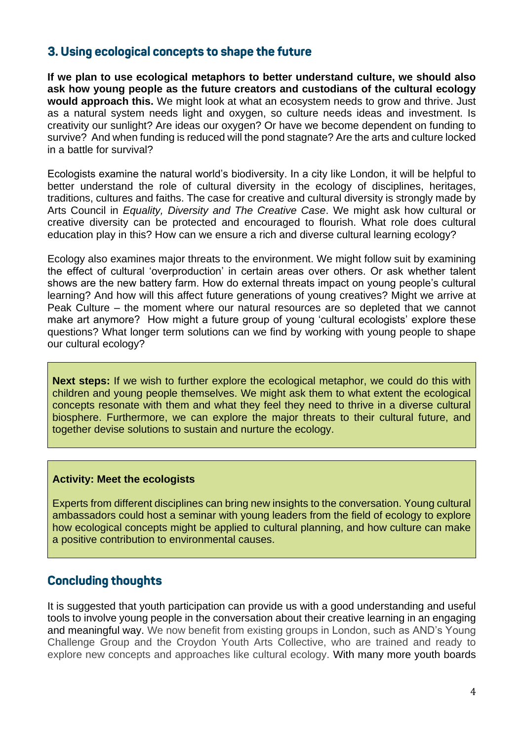## 3. Using ecological concepts to shape the future

**If we plan to use ecological metaphors to better understand culture, we should also ask how young people as the future creators and custodians of the cultural ecology would approach this.** We might look at what an ecosystem needs to grow and thrive. Just as a natural system needs light and oxygen, so culture needs ideas and investment. Is creativity our sunlight? Are ideas our oxygen? Or have we become dependent on funding to survive? And when funding is reduced will the pond stagnate? Are the arts and culture locked in a battle for survival?

Ecologists examine the natural world's biodiversity. In a city like London, it will be helpful to better understand the role of cultural diversity in the ecology of disciplines, heritages, traditions, cultures and faiths. The case for creative and cultural diversity is strongly made by Arts Council in *Equality, Diversity and The Creative Case*. We might ask how cultural or creative diversity can be protected and encouraged to flourish. What role does cultural education play in this? How can we ensure a rich and diverse cultural learning ecology?

Ecology also examines major threats to the environment. We might follow suit by examining the effect of cultural 'overproduction' in certain areas over others. Or ask whether talent shows are the new battery farm. How do external threats impact on young people's cultural learning? And how will this affect future generations of young creatives? Might we arrive at Peak Culture – the moment where our natural resources are so depleted that we cannot make art anymore? How might a future group of young 'cultural ecologists' explore these questions? What longer term solutions can we find by working with young people to shape our cultural ecology?

**Next steps:** If we wish to further explore the ecological metaphor, we could do this with children and young people themselves. We might ask them to what extent the ecological concepts resonate with them and what they feel they need to thrive in a diverse cultural biosphere. Furthermore, we can explore the major threats to their cultural future, and together devise solutions to sustain and nurture the ecology.

**Activity: Meet the ecologists**

Experts from different disciplines can bring new insights to the conversation. Young cultural ambassadors could host a seminar with young leaders from the field of ecology to explore how ecological concepts might be applied to cultural planning, and how culture can make a positive contribution to environmental causes.

## Concluding thoughts

It is suggested that youth participation can provide us with a good understanding and useful tools to involve young people in the conversation about their creative learning in an engaging and meaningful way. We now benefit from existing groups in London, such as AND's Young Challenge Group and the Croydon Youth Arts Collective, who are trained and ready to explore new concepts and approaches like cultural ecology. With many more youth boards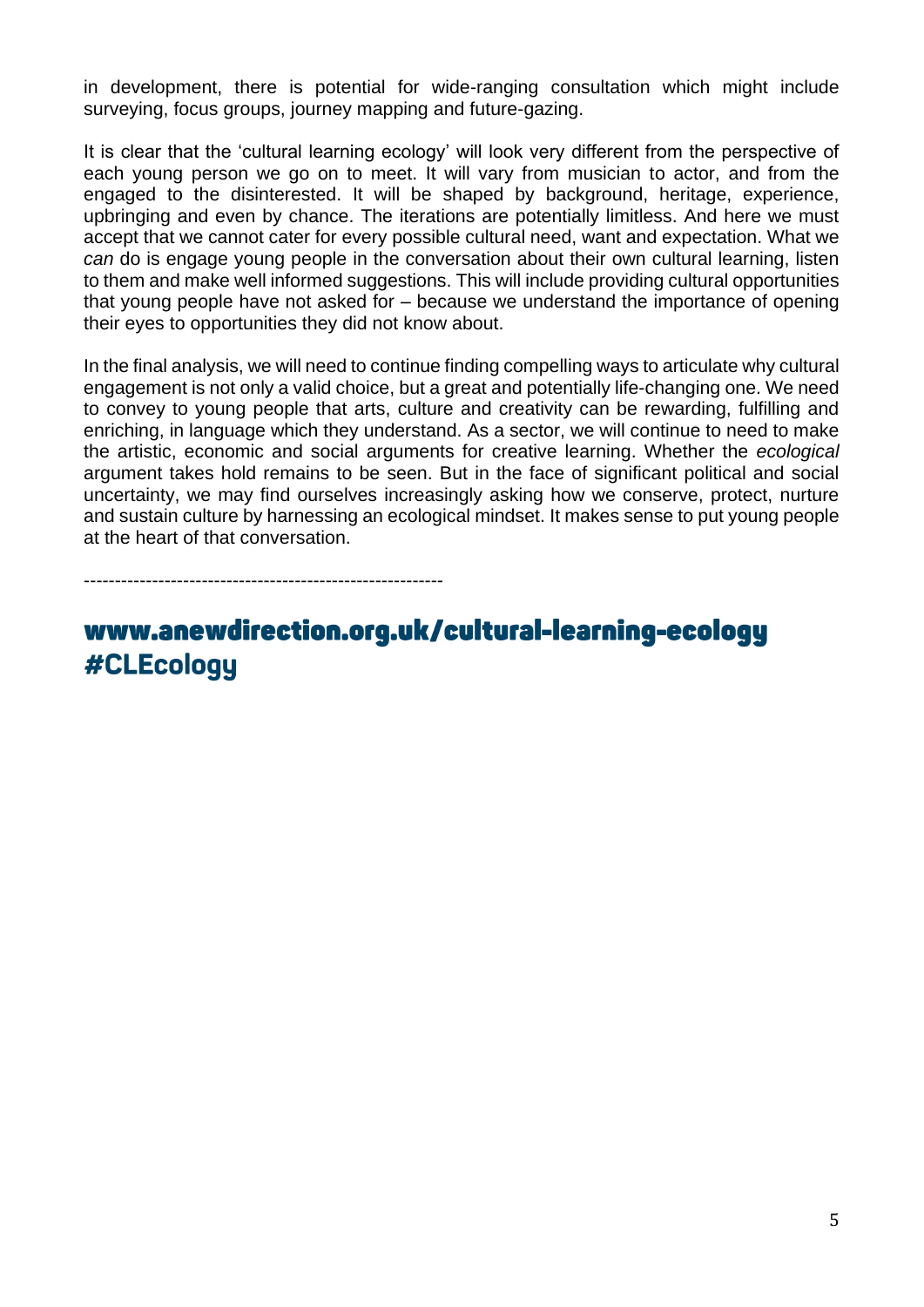in development, there is potential for wide-ranging consultation which might include surveying, focus groups, journey mapping and future-gazing.

It is clear that the 'cultural learning ecology' will look very different from the perspective of each young person we go on to meet. It will vary from musician to actor, and from the engaged to the disinterested. It will be shaped by background, heritage, experience, upbringing and even by chance. The iterations are potentially limitless. And here we must accept that we cannot cater for every possible cultural need, want and expectation. What we *can* do is engage young people in the conversation about their own cultural learning, listen to them and make well informed suggestions. This will include providing cultural opportunities that young people have not asked for – because we understand the importance of opening their eyes to opportunities they did not know about.

In the final analysis, we will need to continue finding compelling ways to articulate why cultural engagement is not only a valid choice, but a great and potentially life-changing one. We need to convey to young people that arts, culture and creativity can be rewarding, fulfilling and enriching, in language which they understand. As a sector, we will continue to need to make the artistic, economic and social arguments for creative learning. Whether the *ecological* argument takes hold remains to be seen. But in the face of significant political and social uncertainty, we may find ourselves increasingly asking how we conserve, protect, nurture and sustain culture by harnessing an ecological mindset. It makes sense to put young people at the heart of that conversation.

----------------------------------------------------------

**www.anewdirection.org.uk/cultural-learning-ecology**
**#CLEcology**